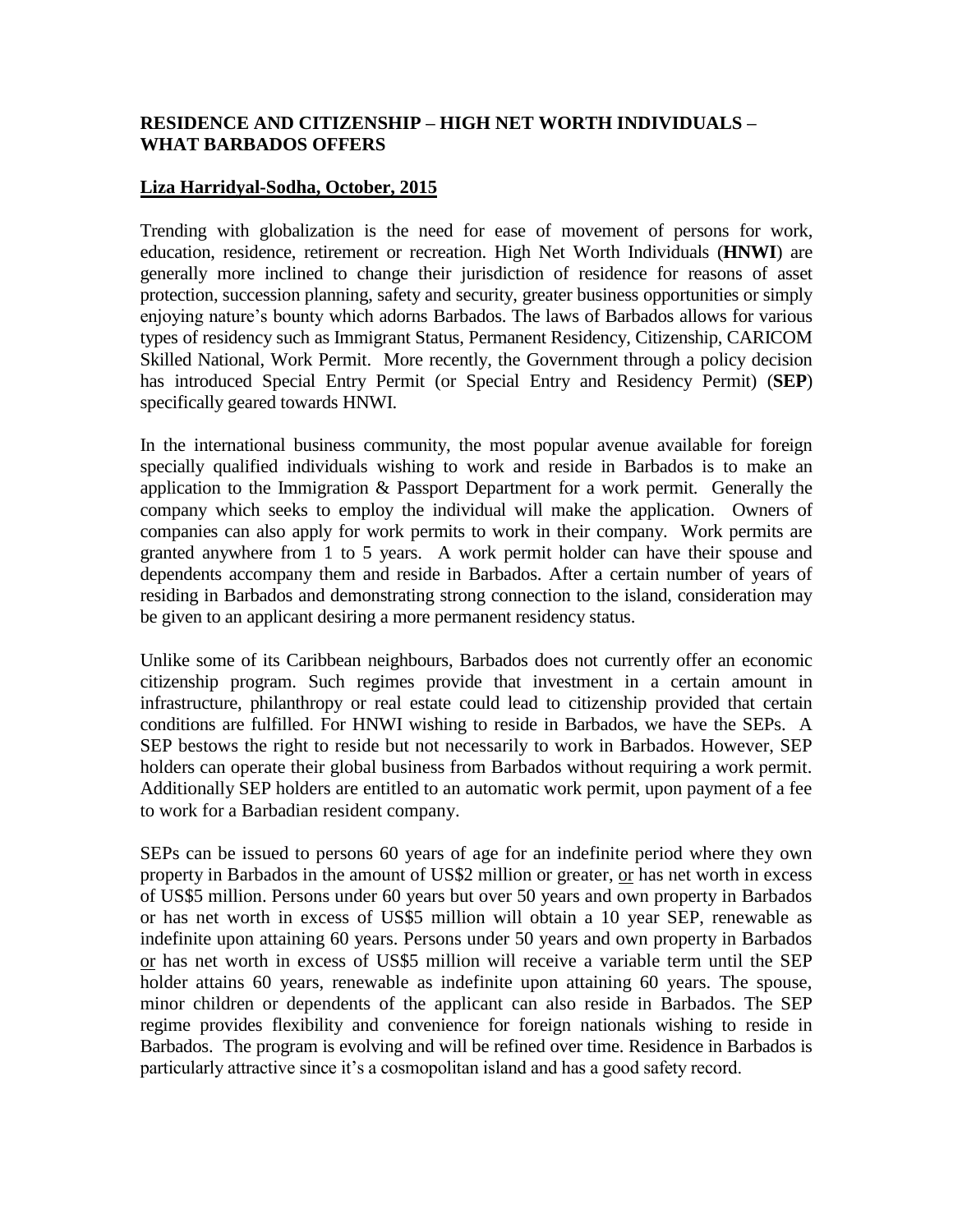## RESIDENCE AND CITIZENSHIP – HIGH NET WORTH INDIVIDUALS – WHAT BARBADOS OFFERS

**Liza Harridyal-Sodha, October, 2015**

Trending with globalization is the need for ease of movement of persons for work, education, residence, retirement or recreation. High Net Worth Individuals (**HNWI**) are generally more inclined to change their jurisdiction of residence for reasons of asset protection, succession planning, safety and security, greater business opportunities or simply enjoying nature's bounty which adorns Barbados. The laws of Barbados allows for various types of residency such as Immigrant Status, Permanent Residency, Citizenship, CARICOM Skilled National, Work Permit. More recently, the Government through a policy decision has introduced Special Entry Permit (or Special Entry and Residency Permit) (**SEP**) specifically geared towards HNWI.

In the international business community, the most popular avenue available for foreign specially qualified individuals wishing to work and reside in Barbados is to make an application to the Immigration & Passport Department for a work permit. Generally the company which seeks to employ the individual will make the application. Owners of companies can also apply for work permits to work in their company. Work permits are granted anywhere from 1 to 5 years. A work permit holder can have their spouse and dependents accompany them and reside in Barbados. After a certain number of years of residing in Barbados and demonstrating strong connection to the island, consideration may be given to an applicant desiring a more permanent residency status.

Unlike some of its Caribbean neighbours, Barbados does not currently offer an economic citizenship program. Such regimes provide that investment in a certain amount in infrastructure, philanthropy or real estate could lead to citizenship provided that certain conditions are fulfilled. For HNWI wishing to reside in Barbados, we have the SEPs. A SEP bestows the right to reside but not necessarily to work in Barbados. However, SEP holders can operate their global business from Barbados without requiring a work permit. Additionally SEP holders are entitled to an automatic work permit, upon payment of a fee to work for a Barbadian resident company.

SEPs can be issued to persons 60 years of age for an indefinite period where they own property in Barbados in the amount of US$2 million or greater, <u>or</u> has net worth in excess of US$5 million. Persons under 60 years but over 50 years and own property in Barbados or has net worth in excess of US$5 million will obtain a 10 year SEP, renewable as indefinite upon attaining 60 years. Persons under 50 years and own property in Barbados <u>or</u> has net worth in excess of US$5 million will receive a variable term until the SEP holder attains 60 years, renewable as indefinite upon attaining 60 years. The spouse, minor children or dependents of the applicant can also reside in Barbados. The SEP regime provides flexibility and convenience for foreign nationals wishing to reside in Barbados. The program is evolving and will be refined over time. Residence in Barbados is particularly attractive since it's a cosmopolitan island and has a good safety record.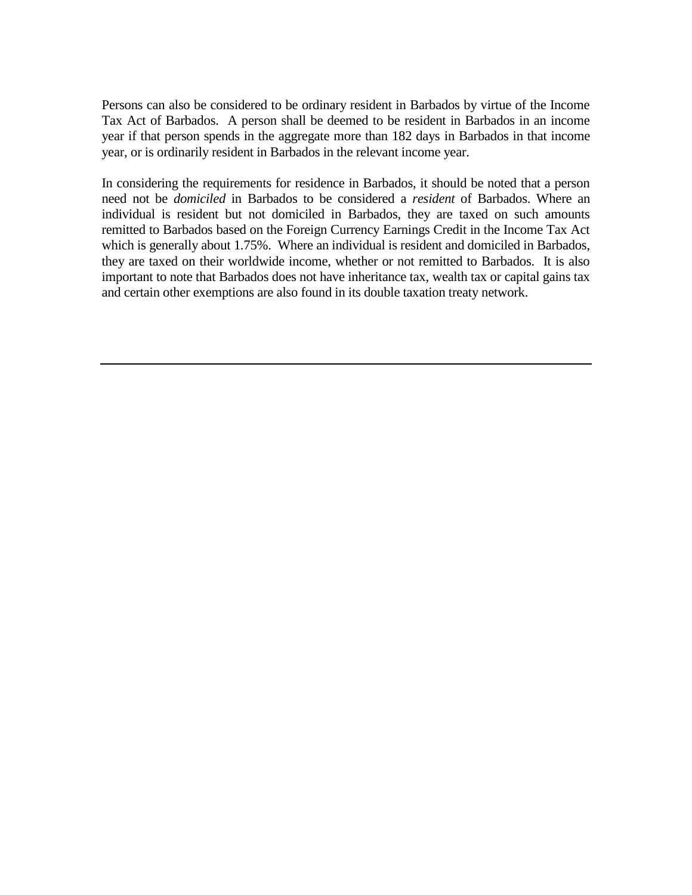Persons can also be considered to be ordinary resident in Barbados by virtue of the Income Tax Act of Barbados. A person shall be deemed to be resident in Barbados in an income year if that person spends in the aggregate more than 182 days in Barbados in that income year, or is ordinarily resident in Barbados in the relevant income year.

In considering the requirements for residence in Barbados, it should be noted that a person need not be *domiciled* in Barbados to be considered a *resident* of Barbados. Where an individual is resident but not domiciled in Barbados, they are taxed on such amounts remitted to Barbados based on the Foreign Currency Earnings Credit in the Income Tax Act which is generally about 1.75%. Where an individual is resident and domiciled in Barbados, they are taxed on their worldwide income, whether or not remitted to Barbados. It is also important to note that Barbados does not have inheritance tax, wealth tax or capital gains tax and certain other exemptions are also found in its double taxation treaty network.

---